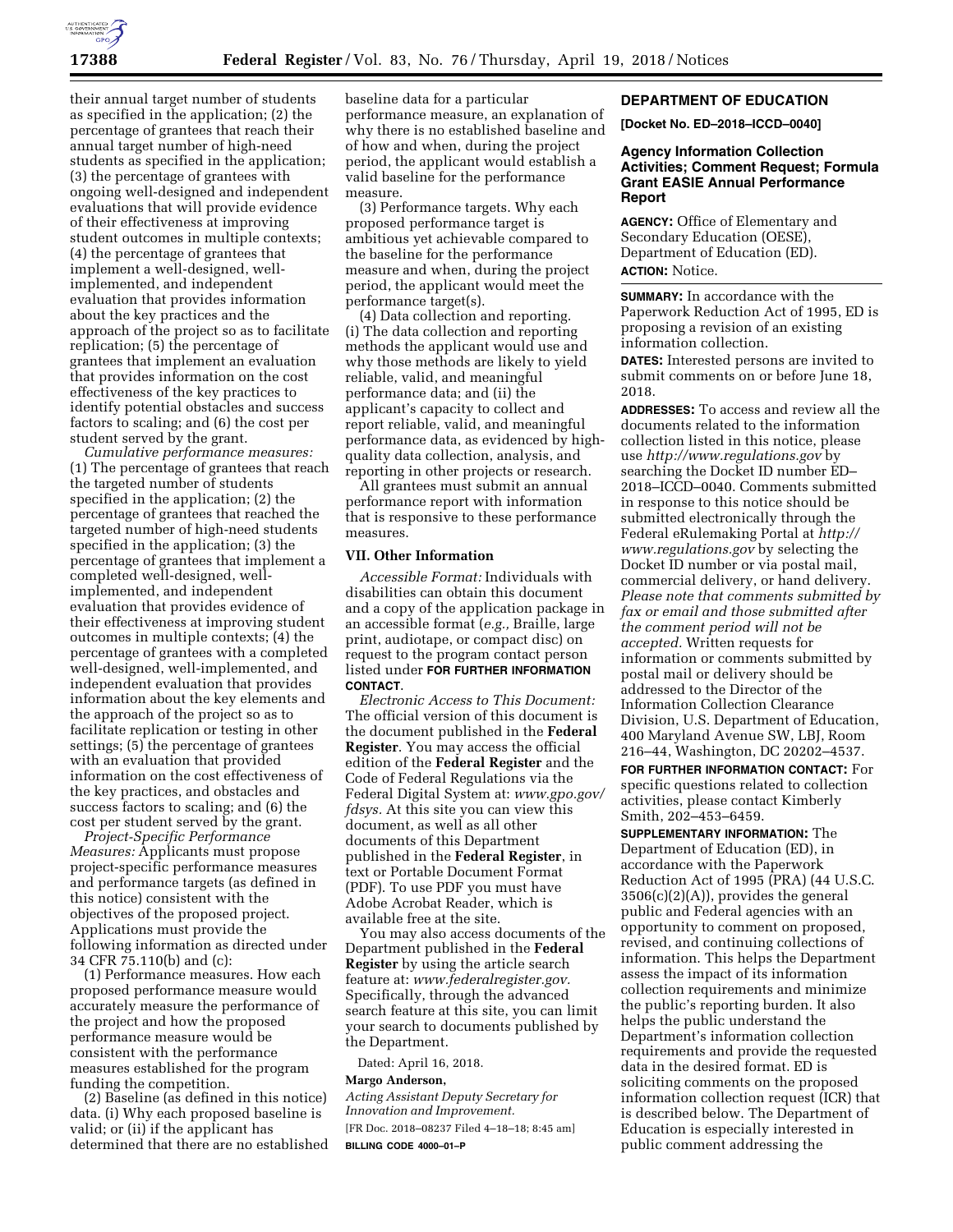their annual target number of students as specified in the application; (2) the percentage of grantees that reach their annual target number of high-need students as specified in the application; (3) the percentage of grantees with ongoing well-designed and independent evaluations that will provide evidence of their effectiveness at improving student outcomes in multiple contexts; (4) the percentage of grantees that implement a well-designed, well-implemented, and independent evaluation that provides information about the key practices and the approach of the project so as to facilitate replication; (5) the percentage of grantees that implement an evaluation that provides information on the cost effectiveness of the key practices to identify potential obstacles and success factors to scaling; and (6) the cost per student served by the grant.

*Cumulative performance measures:* (1) The percentage of grantees that reach the targeted number of students specified in the application; (2) the percentage of grantees that reached the targeted number of high-need students specified in the application; (3) the percentage of grantees that implement a completed well-designed, well-implemented, and independent evaluation that provides evidence of their effectiveness at improving student outcomes in multiple contexts; (4) the percentage of grantees with a completed well-designed, well-implemented, and independent evaluation that provides information about the key elements and the approach of the project so as to facilitate replication or testing in other settings; (5) the percentage of grantees with an evaluation that provided information on the cost effectiveness of the key practices, and obstacles and success factors to scaling; and (6) the cost per student served by the grant.

*Project-Specific Performance Measures:* Applicants must propose project-specific performance measures and performance targets (as defined in this notice) consistent with the objectives of the proposed project. Applications must provide the following information as directed under 34 CFR 75.110(b) and (c):

(1) Performance measures. How each proposed performance measure would accurately measure the performance of the project and how the proposed performance measure would be consistent with the performance measures established for the program funding the competition.

(2) Baseline (as defined in this notice) data. (i) Why each proposed baseline is valid; or (ii) if the applicant has determined that there are no established baseline data for a particular performance measure, an explanation of why there is no established baseline and of how and when, during the project period, the applicant would establish a valid baseline for the performance measure.

(3) Performance targets. Why each proposed performance target is ambitious yet achievable compared to the baseline for the performance measure and when, during the project period, the applicant would meet the performance target(s).

(4) Data collection and reporting. (i) The data collection and reporting methods the applicant would use and why those methods are likely to yield reliable, valid, and meaningful performance data; and (ii) the applicant's capacity to collect and report reliable, valid, and meaningful performance data, as evidenced by high-quality data collection, analysis, and reporting in other projects or research.

All grantees must submit an annual performance report with information that is responsive to these performance measures.

## VII. Other Information

*Accessible Format:* Individuals with disabilities can obtain this document and a copy of the application package in an accessible format (*e.g.,* Braille, large print, audiotape, or compact disc) on request to the program contact person listed under **FOR FURTHER INFORMATION CONTACT**.

*Electronic Access to This Document:* The official version of this document is the document published in the **Federal Register**. You may access the official edition of the **Federal Register** and the Code of Federal Regulations via the Federal Digital System at: *www.gpo.gov/fdsys.* At this site you can view this document, as well as all other documents of this Department published in the **Federal Register**, in text or Portable Document Format (PDF). To use PDF you must have Adobe Acrobat Reader, which is available free at the site.

You may also access documents of the Department published in the **Federal Register** by using the article search feature at: *www.federalregister.gov.* Specifically, through the advanced search feature at this site, you can limit your search to documents published by the Department.

Dated: April 16, 2018.

**Margo Anderson,**

*Acting Assistant Deputy Secretary for Innovation and Improvement.*

[FR Doc. 2018–08237 Filed 4–18–18; 8:45 am]

**BILLING CODE 4000–01–P**

## DEPARTMENT OF EDUCATION

**[Docket No. ED–2018–ICCD–0040]**

### Agency Information Collection Activities; Comment Request; Formula Grant EASIE Annual Performance Report

**AGENCY:** Office of Elementary and Secondary Education (OESE), Department of Education (ED).

**ACTION:** Notice.

**SUMMARY:** In accordance with the Paperwork Reduction Act of 1995, ED is proposing a revision of an existing information collection.

**DATES:** Interested persons are invited to submit comments on or before June 18, 2018.

**ADDRESSES:** To access and review all the documents related to the information collection listed in this notice, please use *http://www.regulations.gov* by searching the Docket ID number ED–2018–ICCD–0040. Comments submitted in response to this notice should be submitted electronically through the Federal eRulemaking Portal at *http://www.regulations.gov* by selecting the Docket ID number or via postal mail, commercial delivery, or hand delivery. *Please note that comments submitted by fax or email and those submitted after the comment period will not be accepted.* Written requests for information or comments submitted by postal mail or delivery should be addressed to the Director of the Information Collection Clearance Division, U.S. Department of Education, 400 Maryland Avenue SW, LBJ, Room 216–44, Washington, DC 20202–4537.

**FOR FURTHER INFORMATION CONTACT:** For specific questions related to collection activities, please contact Kimberly Smith, 202–453–6459.

**SUPPLEMENTARY INFORMATION:** The Department of Education (ED), in accordance with the Paperwork Reduction Act of 1995 (PRA) (44 U.S.C. 3506(c)(2)(A)), provides the general public and Federal agencies with an opportunity to comment on proposed, revised, and continuing collections of information. This helps the Department assess the impact of its information collection requirements and minimize the public's reporting burden. It also helps the public understand the Department's information collection requirements and provide the requested data in the desired format. ED is soliciting comments on the proposed information collection request (ICR) that is described below. The Department of Education is especially interested in public comment addressing the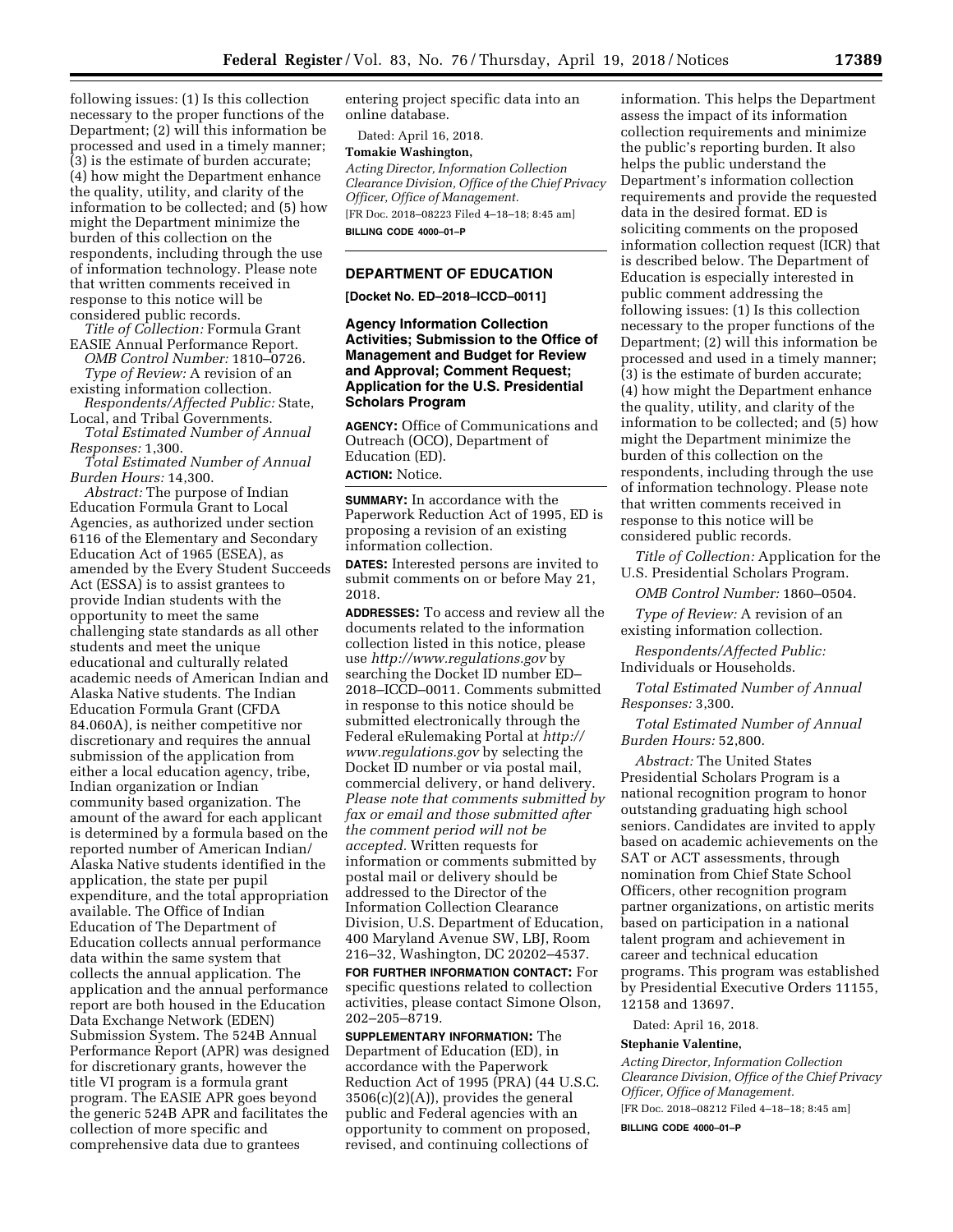following issues: (1) Is this collection necessary to the proper functions of the Department; (2) will this information be processed and used in a timely manner; (3) is the estimate of burden accurate; (4) how might the Department enhance the quality, utility, and clarity of the information to be collected; and (5) how might the Department minimize the burden of this collection on the respondents, including through the use of information technology. Please note that written comments received in response to this notice will be considered public records.

*Title of Collection:* Formula Grant EASIE Annual Performance Report.

*OMB Control Number:* 1810–0726.

*Type of Review:* A revision of an existing information collection.

*Respondents/Affected Public:* State, Local, and Tribal Governments.

*Total Estimated Number of Annual Responses:* 1,300.

*Total Estimated Number of Annual Burden Hours:* 14,300.

*Abstract:* The purpose of Indian Education Formula Grant to Local Agencies, as authorized under section 6116 of the Elementary and Secondary Education Act of 1965 (ESEA), as amended by the Every Student Succeeds Act (ESSA) is to assist grantees to provide Indian students with the opportunity to meet the same challenging state standards as all other students and meet the unique educational and culturally related academic needs of American Indian and Alaska Native students. The Indian Education Formula Grant (CFDA 84.060A), is neither competitive nor discretionary and requires the annual submission of the application from either a local education agency, tribe, Indian organization or Indian community based organization. The amount of the award for each applicant is determined by a formula based on the reported number of American Indian/Alaska Native students identified in the application, the state per pupil expenditure, and the total appropriation available. The Office of Indian Education of The Department of Education collects annual performance data within the same system that collects the annual application. The application and the annual performance report are both housed in the Education Data Exchange Network (EDEN) Submission System. The 524B Annual Performance Report (APR) was designed for discretionary grants, however the title VI program is a formula grant program. The EASIE APR goes beyond the generic 524B APR and facilitates the collection of more specific and comprehensive data due to grantees entering project specific data into an online database.

Dated: April 16, 2018.

**Tomakie Washington,**

*Acting Director, Information Collection Clearance Division, Office of the Chief Privacy Officer, Office of Management.*

[FR Doc. 2018–08223 Filed 4–18–18; 8:45 am]

**BILLING CODE 4000–01–P**

## DEPARTMENT OF EDUCATION

**[Docket No. ED–2018–ICCD–0011]**

### Agency Information Collection Activities; Submission to the Office of Management and Budget for Review and Approval; Comment Request; Application for the U.S. Presidential Scholars Program

**AGENCY:** Office of Communications and Outreach (OCO), Department of Education (ED).

**ACTION:** Notice.

**SUMMARY:** In accordance with the Paperwork Reduction Act of 1995, ED is proposing a revision of an existing information collection.

**DATES:** Interested persons are invited to submit comments on or before May 21, 2018.

**ADDRESSES:** To access and review all the documents related to the information collection listed in this notice, please use *http://www.regulations.gov* by searching the Docket ID number ED–2018–ICCD–0011. Comments submitted in response to this notice should be submitted electronically through the Federal eRulemaking Portal at *http://www.regulations.gov* by selecting the Docket ID number or via postal mail, commercial delivery, or hand delivery. *Please note that comments submitted by fax or email and those submitted after the comment period will not be accepted.* Written requests for information or comments submitted by postal mail or delivery should be addressed to the Director of the Information Collection Clearance Division, U.S. Department of Education, 400 Maryland Avenue SW, LBJ, Room 216–32, Washington, DC 20202–4537.

**FOR FURTHER INFORMATION CONTACT:** For specific questions related to collection activities, please contact Simone Olson, 202–205–8719.

**SUPPLEMENTARY INFORMATION:** The Department of Education (ED), in accordance with the Paperwork Reduction Act of 1995 (PRA) (44 U.S.C. 3506(c)(2)(A)), provides the general public and Federal agencies with an opportunity to comment on proposed, revised, and continuing collections of information. This helps the Department assess the impact of its information collection requirements and minimize the public's reporting burden. It also helps the public understand the Department's information collection requirements and provide the requested data in the desired format. ED is soliciting comments on the proposed information collection request (ICR) that is described below. The Department of Education is especially interested in public comment addressing the following issues: (1) Is this collection necessary to the proper functions of the Department; (2) will this information be processed and used in a timely manner; (3) is the estimate of burden accurate; (4) how might the Department enhance the quality, utility, and clarity of the information to be collected; and (5) how might the Department minimize the burden of this collection on the respondents, including through the use of information technology. Please note that written comments received in response to this notice will be considered public records.

*Title of Collection:* Application for the U.S. Presidential Scholars Program.

*OMB Control Number:* 1860–0504.

*Type of Review:* A revision of an existing information collection.

*Respondents/Affected Public:* Individuals or Households.

*Total Estimated Number of Annual Responses:* 3,300.

*Total Estimated Number of Annual Burden Hours:* 52,800.

*Abstract:* The United States Presidential Scholars Program is a national recognition program to honor outstanding graduating high school seniors. Candidates are invited to apply based on academic achievements on the SAT or ACT assessments, through nomination from Chief State School Officers, other recognition program partner organizations, on artistic merits based on participation in a national talent program and achievement in career and technical education programs. This program was established by Presidential Executive Orders 11155, 12158 and 13697.

Dated: April 16, 2018.

**Stephanie Valentine,**

*Acting Director, Information Collection Clearance Division, Office of the Chief Privacy Officer, Office of Management.*

[FR Doc. 2018–08212 Filed 4–18–18; 8:45 am]

**BILLING CODE 4000–01–P**